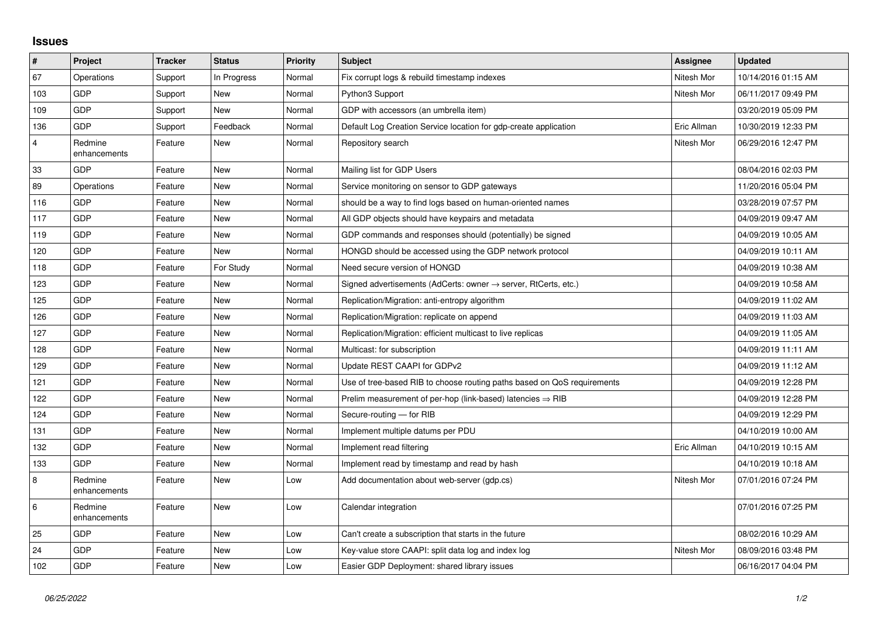# Issues

| # | Project | Tracker | Status | Priority | Subject | Assignee | Updated |
|---|---|---|---|---|---|---|---|
| 67 | Operations | Support | In Progress | Normal | Fix corrupt logs & rebuild timestamp indexes | Nitesh Mor | 10/14/2016 01:15 AM |
| 103 | GDP | Support | New | Normal | Python3 Support | Nitesh Mor | 06/11/2017 09:49 PM |
| 109 | GDP | Support | New | Normal | GDP with accessors (an umbrella item) | | 03/20/2019 05:09 PM |
| 136 | GDP | Support | Feedback | Normal | Default Log Creation Service location for gdp-create application | Eric Allman | 10/30/2019 12:33 PM |
| 4 | Redmine enhancements | Feature | New | Normal | Repository search | Nitesh Mor | 06/29/2016 12:47 PM |
| 33 | GDP | Feature | New | Normal | Mailing list for GDP Users | | 08/04/2016 02:03 PM |
| 89 | Operations | Feature | New | Normal | Service monitoring on sensor to GDP gateways | | 11/20/2016 05:04 PM |
| 116 | GDP | Feature | New | Normal | should be a way to find logs based on human-oriented names | | 03/28/2019 07:57 PM |
| 117 | GDP | Feature | New | Normal | All GDP objects should have keypairs and metadata | | 04/09/2019 09:47 AM |
| 119 | GDP | Feature | New | Normal | GDP commands and responses should (potentially) be signed | | 04/09/2019 10:05 AM |
| 120 | GDP | Feature | New | Normal | HONGD should be accessed using the GDP network protocol | | 04/09/2019 10:11 AM |
| 118 | GDP | Feature | For Study | Normal | Need secure version of HONGD | | 04/09/2019 10:38 AM |
| 123 | GDP | Feature | New | Normal | Signed advertisements (AdCerts: owner → server, RtCerts, etc.) | | 04/09/2019 10:58 AM |
| 125 | GDP | Feature | New | Normal | Replication/Migration: anti-entropy algorithm | | 04/09/2019 11:02 AM |
| 126 | GDP | Feature | New | Normal | Replication/Migration: replicate on append | | 04/09/2019 11:03 AM |
| 127 | GDP | Feature | New | Normal | Replication/Migration: efficient multicast to live replicas | | 04/09/2019 11:05 AM |
| 128 | GDP | Feature | New | Normal | Multicast: for subscription | | 04/09/2019 11:11 AM |
| 129 | GDP | Feature | New | Normal | Update REST CAAPI for GDPv2 | | 04/09/2019 11:12 AM |
| 121 | GDP | Feature | New | Normal | Use of tree-based RIB to choose routing paths based on QoS requirements | | 04/09/2019 12:28 PM |
| 122 | GDP | Feature | New | Normal | Prelim measurement of per-hop (link-based) latencies ⇒ RIB | | 04/09/2019 12:28 PM |
| 124 | GDP | Feature | New | Normal | Secure-routing — for RIB | | 04/09/2019 12:29 PM |
| 131 | GDP | Feature | New | Normal | Implement multiple datums per PDU | | 04/10/2019 10:00 AM |
| 132 | GDP | Feature | New | Normal | Implement read filtering | Eric Allman | 04/10/2019 10:15 AM |
| 133 | GDP | Feature | New | Normal | Implement read by timestamp and read by hash | | 04/10/2019 10:18 AM |
| 8 | Redmine enhancements | Feature | New | Low | Add documentation about web-server (gdp.cs) | Nitesh Mor | 07/01/2016 07:24 PM |
| 6 | Redmine enhancements | Feature | New | Low | Calendar integration | | 07/01/2016 07:25 PM |
| 25 | GDP | Feature | New | Low | Can't create a subscription that starts in the future | | 08/02/2016 10:29 AM |
| 24 | GDP | Feature | New | Low | Key-value store CAAPI: split data log and index log | Nitesh Mor | 08/09/2016 03:48 PM |
| 102 | GDP | Feature | New | Low | Easier GDP Deployment: shared library issues | | 06/16/2017 04:04 PM |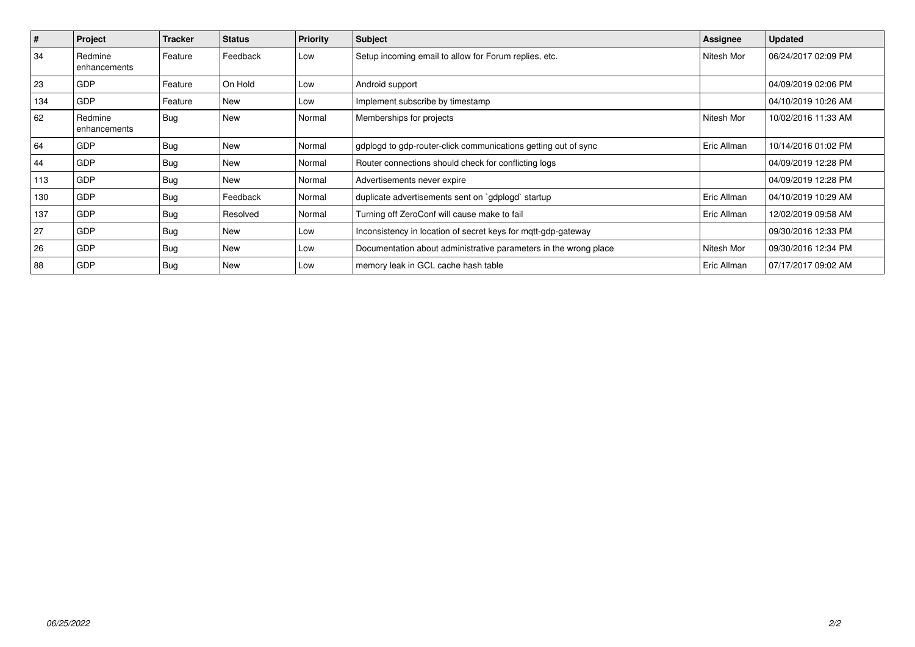| # | Project | Tracker | Status | Priority | Subject | Assignee | Updated |
|---|---|---|---|---|---|---|---|
| 34 | Redmine enhancements | Feature | Feedback | Low | Setup incoming email to allow for Forum replies, etc. | Nitesh Mor | 06/24/2017 02:09 PM |
| 23 | GDP | Feature | On Hold | Low | Android support | | 04/09/2019 02:06 PM |
| 134 | GDP | Feature | New | Low | Implement subscribe by timestamp | | 04/10/2019 10:26 AM |
| 62 | Redmine enhancements | Bug | New | Normal | Memberships for projects | Nitesh Mor | 10/02/2016 11:33 AM |
| 64 | GDP | Bug | New | Normal | gdplogd to gdp-router-click communications getting out of sync | Eric Allman | 10/14/2016 01:02 PM |
| 44 | GDP | Bug | New | Normal | Router connections should check for conflicting logs | | 04/09/2019 12:28 PM |
| 113 | GDP | Bug | New | Normal | Advertisements never expire | | 04/09/2019 12:28 PM |
| 130 | GDP | Bug | Feedback | Normal | duplicate advertisements sent on `gdplogd` startup | Eric Allman | 04/10/2019 10:29 AM |
| 137 | GDP | Bug | Resolved | Normal | Turning off ZeroConf will cause make to fail | Eric Allman | 12/02/2019 09:58 AM |
| 27 | GDP | Bug | New | Low | Inconsistency in location of secret keys for mqtt-gdp-gateway | | 09/30/2016 12:33 PM |
| 26 | GDP | Bug | New | Low | Documentation about administrative parameters in the wrong place | Nitesh Mor | 09/30/2016 12:34 PM |
| 88 | GDP | Bug | New | Low | memory leak in GCL cache hash table | Eric Allman | 07/17/2017 09:02 AM |